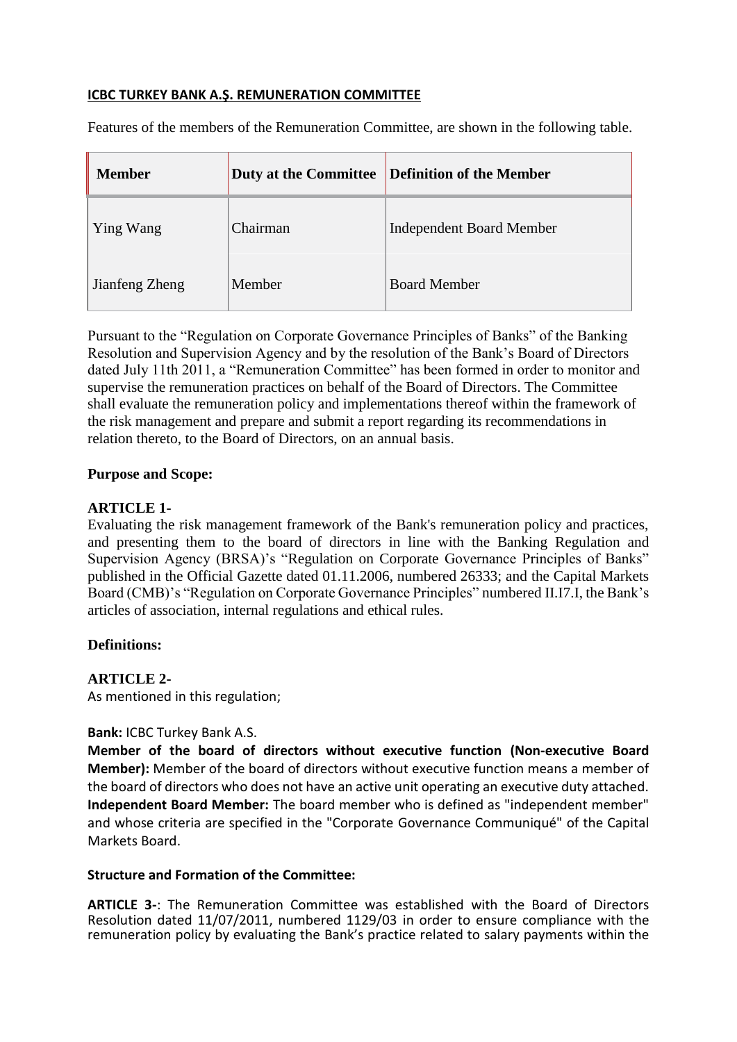## ICBC TURKEY BANK A.Ş. REMUNERATION COMMITTEE

Features of the members of the Remuneration Committee, are shown in the following table.

| Member | Duty at the Committee | Definition of the Member |
|---|---|---|
| Ying Wang | Chairman | Independent Board Member |
| Jianfeng Zheng | Member | Board Member |

Pursuant to the "Regulation on Corporate Governance Principles of Banks" of the Banking Resolution and Supervision Agency and by the resolution of the Bank's Board of Directors dated July 11th 2011, a "Remuneration Committee" has been formed in order to monitor and supervise the remuneration practices on behalf of the Board of Directors. The Committee shall evaluate the remuneration policy and implementations thereof within the framework of the risk management and prepare and submit a report regarding its recommendations in relation thereto, to the Board of Directors, on an annual basis.

**Purpose and Scope:**

**ARTICLE 1-**
Evaluating the risk management framework of the Bank's remuneration policy and practices, and presenting them to the board of directors in line with the Banking Regulation and Supervision Agency (BRSA)'s "Regulation on Corporate Governance Principles of Banks" published in the Official Gazette dated 01.11.2006, numbered 26333; and the Capital Markets Board (CMB)'s "Regulation on Corporate Governance Principles" numbered II.I7.I, the Bank's articles of association, internal regulations and ethical rules.

**Definitions:**

**ARTICLE 2-**
As mentioned in this regulation;

**Bank:** ICBC Turkey Bank A.S.
**Member of the board of directors without executive function (Non-executive Board Member):** Member of the board of directors without executive function means a member of the board of directors who does not have an active unit operating an executive duty attached.
**Independent Board Member:** The board member who is defined as "independent member" and whose criteria are specified in the "Corporate Governance Communiqué" of the Capital Markets Board.

**Structure and Formation of the Committee:**

**ARTICLE 3-**: The Remuneration Committee was established with the Board of Directors Resolution dated 11/07/2011, numbered 1129/03 in order to ensure compliance with the remuneration policy by evaluating the Bank's practice related to salary payments within the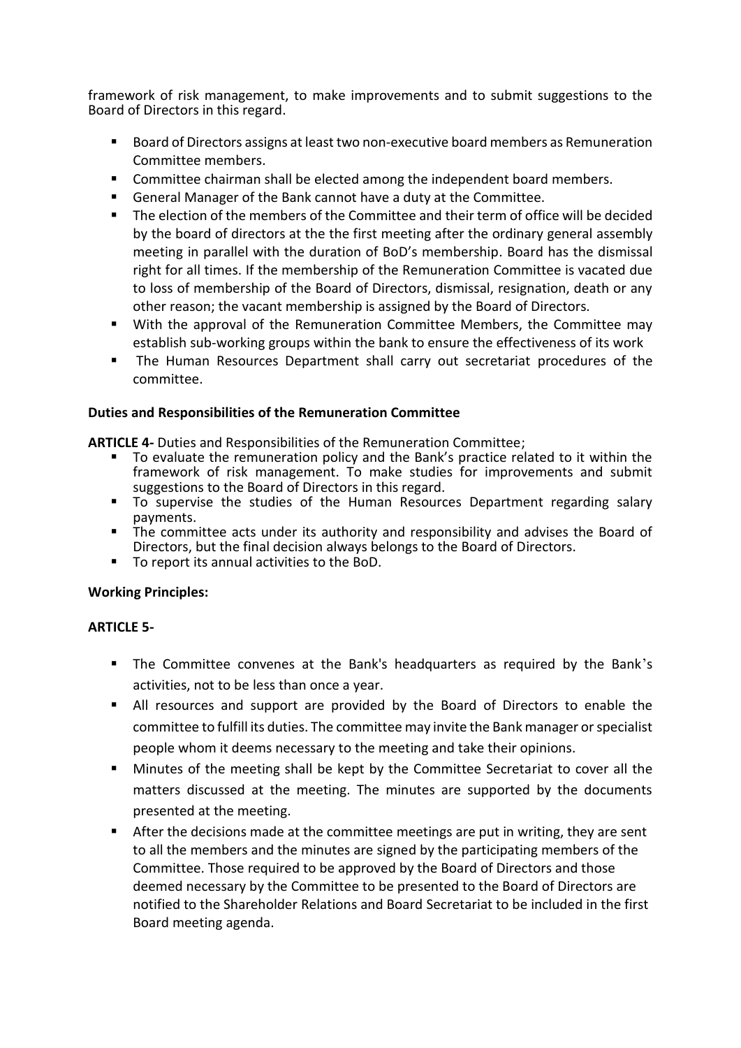framework of risk management, to make improvements and to submit suggestions to the Board of Directors in this regard.

- Board of Directors assigns at least two non-executive board members as Remuneration Committee members.
- Committee chairman shall be elected among the independent board members.
- General Manager of the Bank cannot have a duty at the Committee.
- The election of the members of the Committee and their term of office will be decided by the board of directors at the the first meeting after the ordinary general assembly meeting in parallel with the duration of BoD's membership. Board has the dismissal right for all times. If the membership of the Remuneration Committee is vacated due to loss of membership of the Board of Directors, dismissal, resignation, death or any other reason; the vacant membership is assigned by the Board of Directors.
- With the approval of the Remuneration Committee Members, the Committee may establish sub-working groups within the bank to ensure the effectiveness of its work
- The Human Resources Department shall carry out secretariat procedures of the committee.

**Duties and Responsibilities of the Remuneration Committee**

**ARTICLE 4-** Duties and Responsibilities of the Remuneration Committee;

- To evaluate the remuneration policy and the Bank's practice related to it within the framework of risk management. To make studies for improvements and submit suggestions to the Board of Directors in this regard.
- To supervise the studies of the Human Resources Department regarding salary payments.
- The committee acts under its authority and responsibility and advises the Board of Directors, but the final decision always belongs to the Board of Directors.
- To report its annual activities to the BoD.

**Working Principles:**

**ARTICLE 5-**

- The Committee convenes at the Bank's headquarters as required by the Bank's activities, not to be less than once a year.
- All resources and support are provided by the Board of Directors to enable the committee to fulfill its duties. The committee may invite the Bank manager or specialist people whom it deems necessary to the meeting and take their opinions.
- Minutes of the meeting shall be kept by the Committee Secretariat to cover all the matters discussed at the meeting. The minutes are supported by the documents presented at the meeting.
- After the decisions made at the committee meetings are put in writing, they are sent to all the members and the minutes are signed by the participating members of the Committee. Those required to be approved by the Board of Directors and those deemed necessary by the Committee to be presented to the Board of Directors are notified to the Shareholder Relations and Board Secretariat to be included in the first Board meeting agenda.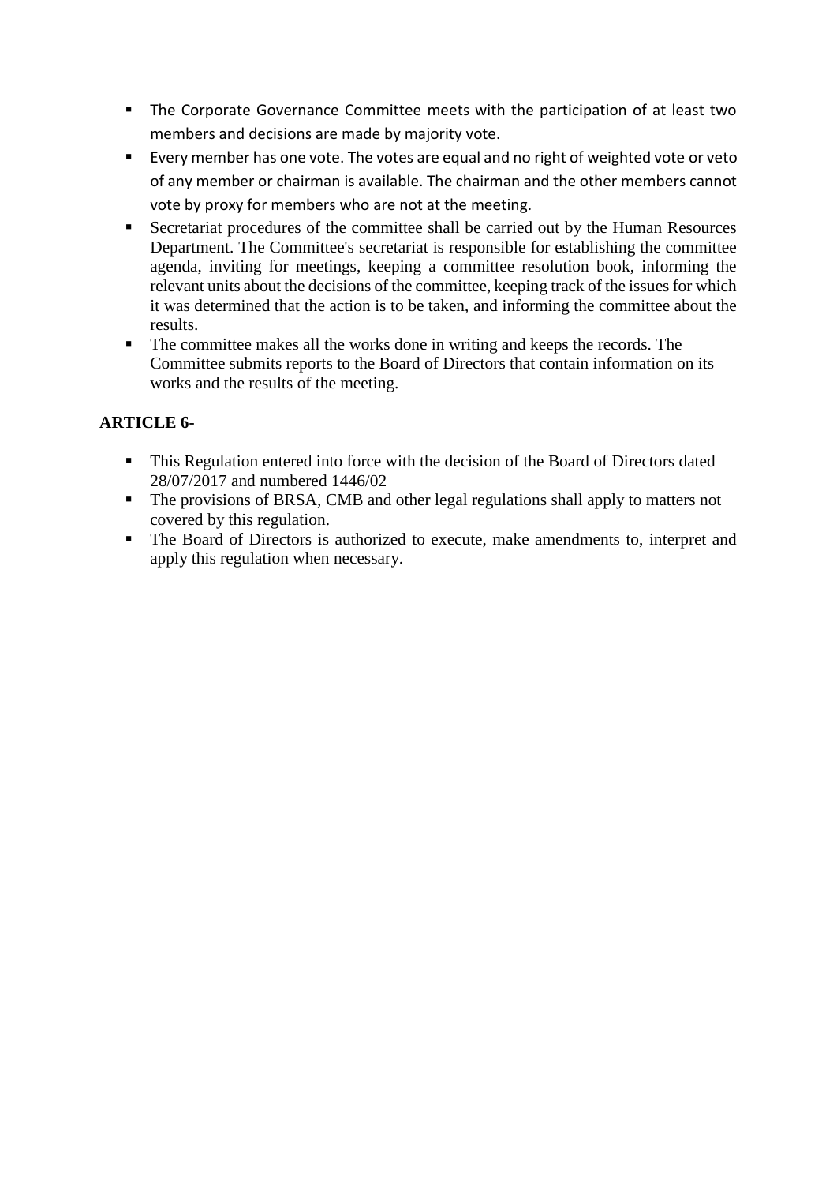- The Corporate Governance Committee meets with the participation of at least two members and decisions are made by majority vote.
- Every member has one vote. The votes are equal and no right of weighted vote or veto of any member or chairman is available. The chairman and the other members cannot vote by proxy for members who are not at the meeting.
- Secretariat procedures of the committee shall be carried out by the Human Resources Department. The Committee's secretariat is responsible for establishing the committee agenda, inviting for meetings, keeping a committee resolution book, informing the relevant units about the decisions of the committee, keeping track of the issues for which it was determined that the action is to be taken, and informing the committee about the results.
- The committee makes all the works done in writing and keeps the records. The Committee submits reports to the Board of Directors that contain information on its works and the results of the meeting.

**ARTICLE 6-**

- This Regulation entered into force with the decision of the Board of Directors dated 28/07/2017 and numbered 1446/02
- The provisions of BRSA, CMB and other legal regulations shall apply to matters not covered by this regulation.
- The Board of Directors is authorized to execute, make amendments to, interpret and apply this regulation when necessary.